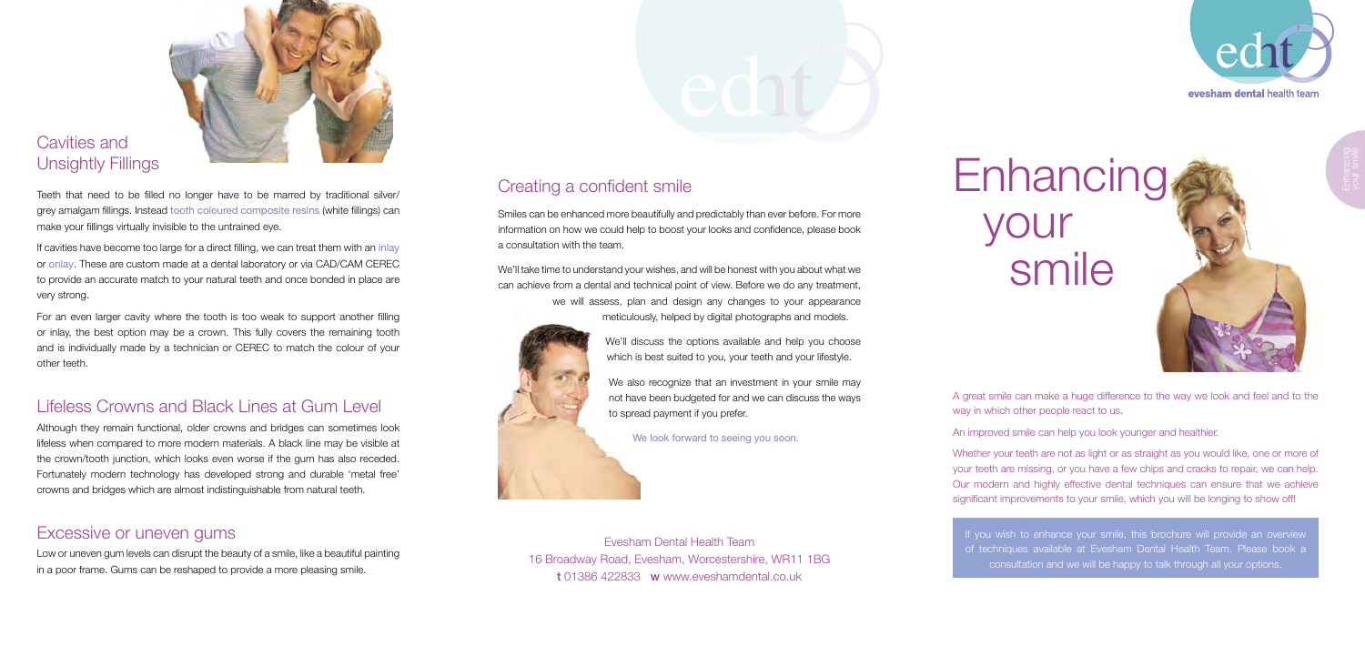## Cavities and Unsightly Fillings

Teeth that need to be filled no longer have to be marred by traditional silver/ grey amalgam fillings. Instead tooth coloured composite resins (white fillings) can make your fillings virtually invisible to the untrained eye.

If cavities have become too large for a direct filling, we can treat them with an inlay or onlay. These are custom made at a dental laboratory or via CAD/CAM CEREC to provide an accurate match to your natural teeth and once bonded in place are very strong.

For an even larger cavity where the tooth is too weak to support another filling or inlay, the best option may be a crown. This fully covers the remaining tooth and is individually made by a technician or CEREC to match the colour of your other teeth.

## Lifeless Crowns and Black Lines at Gum Level

Although they remain functional, older crowns and bridges can sometimes look lifeless when compared to more modern materials. A black line may be visible at the crown/tooth junction, which looks even worse if the gum has also receded. Fortunately modern technology has developed strong and durable 'metal free' crowns and bridges which are almost indistinguishable from natural teeth.

## Excessive or uneven gums

Low or uneven gum levels can disrupt the beauty of a smile, like a beautiful painting in a poor frame. Gums can be reshaped to provide a more pleasing smile.

## Creating a confident smile

Smiles can be enhanced more beautifully and predictably than ever before. For more information on how we could help to boost your looks and confidence, please book a consultation with the team.

We'll take time to understand your wishes, and will be honest with you about what we can achieve from a dental and technical point of view. Before we do any treatment, we will assess, plan and design any changes to your appearance meticulously, helped by digital photographs and models.

We'll discuss the options available and help you choose which is best suited to you, your teeth and your lifestyle.

We also recognize that an investment in your smile may not have been budgeted for and we can discuss the ways to spread payment if you prefer.

We look forward to seeing you soon.

Evesham Dental Health Team
16 Broadway Road, Evesham, Worcestershire, WR11 1BG
**t** 01386 422833 **w** www.eveshamdental.co.uk

edht
evesham dental health team

# Enhancing your smile

A great smile can make a huge difference to the way we look and feel and to the way in which other people react to us.

An improved smile can help you look younger and healthier.

Whether your teeth are not as light or as straight as you would like, one or more of your teeth are missing, or you have a few chips and cracks to repair, we can help. Our modern and highly effective dental techniques can ensure that we achieve significant improvements to your smile, which you will be longing to show off!

If you wish to enhance your smile, this brochure will provide an overview of techniques available at Evesham Dental Health Team. Please book a consultation and we will be happy to talk through all your options.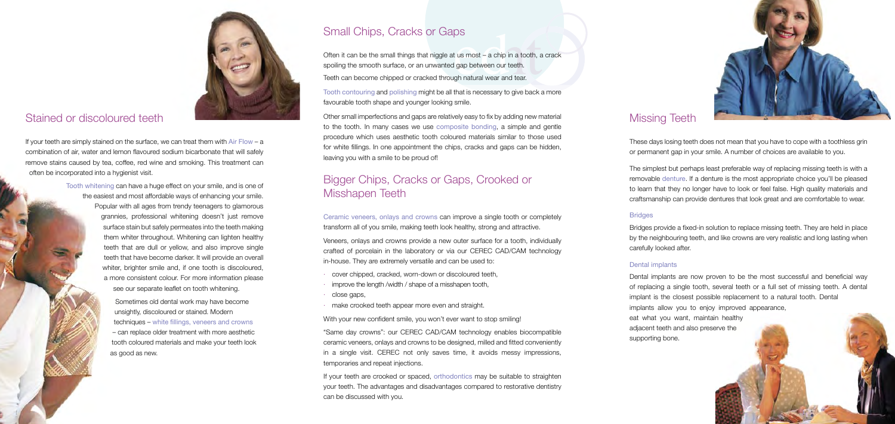## Stained or discoloured teeth

If your teeth are simply stained on the surface, we can treat them with Air Flow – a combination of air, water and lemon flavoured sodium bicarbonate that will safely remove stains caused by tea, coffee, red wine and smoking. This treatment can often be incorporated into a hygienist visit.

Tooth whitening can have a huge effect on your smile, and is one of the easiest and most affordable ways of enhancing your smile. Popular with all ages from trendy teenagers to glamorous grannies, professional whitening doesn't just remove surface stain but safely permeates into the teeth making them whiter throughout. Whitening can lighten healthy teeth that are dull or yellow, and also improve single teeth that have become darker. It will provide an overall whiter, brighter smile and, if one tooth is discoloured, a more consistent colour. For more information please see our separate leaflet on tooth whitening.

Sometimes old dental work may have become unsightly, discoloured or stained. Modern techniques – white fillings, veneers and crowns – can replace older treatment with more aesthetic tooth coloured materials and make your teeth look as good as new.

## Small Chips, Cracks or Gaps

Often it can be the small things that niggle at us most – a chip in a tooth, a crack spoiling the smooth surface, or an unwanted gap between our teeth.

Teeth can become chipped or cracked through natural wear and tear.

Tooth contouring and polishing might be all that is necessary to give back a more favourable tooth shape and younger looking smile.

Other small imperfections and gaps are relatively easy to fix by adding new material to the tooth. In many cases we use composite bonding, a simple and gentle procedure which uses aesthetic tooth coloured materials similar to those used for white fillings. In one appointment the chips, cracks and gaps can be hidden, leaving you with a smile to be proud of!

## Bigger Chips, Cracks or Gaps, Crooked or Misshapen Teeth

Ceramic veneers, onlays and crowns can improve a single tooth or completely transform all of you smile, making teeth look healthy, strong and attractive.

Veneers, onlays and crowns provide a new outer surface for a tooth, individually crafted of porcelain in the laboratory or via our CEREC CAD/CAM technology in-house. They are extremely versatile and can be used to:

- cover chipped, cracked, worn-down or discoloured teeth,
- improve the length /width / shape of a misshapen tooth,
- close gaps,
- make crooked teeth appear more even and straight.

With your new confident smile, you won't ever want to stop smiling!

"Same day crowns": our CEREC CAD/CAM technology enables biocompatible ceramic veneers, onlays and crowns to be designed, milled and fitted conveniently in a single visit. CEREC not only saves time, it avoids messy impressions, temporaries and repeat injections.

If your teeth are crooked or spaced, orthodontics may be suitable to straighten your teeth. The advantages and disadvantages compared to restorative dentistry can be discussed with you.

## Missing Teeth

These days losing teeth does not mean that you have to cope with a toothless grin or permanent gap in your smile. A number of choices are available to you.

The simplest but perhaps least preferable way of replacing missing teeth is with a removable denture. If a denture is the most appropriate choice you'll be pleased to learn that they no longer have to look or feel false. High quality materials and craftsmanship can provide dentures that look great and are comfortable to wear.

### Bridges

Bridges provide a fixed-in solution to replace missing teeth. They are held in place by the neighbouring teeth, and like crowns are very realistic and long lasting when carefully looked after.

### Dental implants

Dental implants are now proven to be the most successful and beneficial way of replacing a single tooth, several teeth or a full set of missing teeth. A dental implant is the closest possible replacement to a natural tooth. Dental implants allow you to enjoy improved appearance, eat what you want, maintain healthy adjacent teeth and also preserve the supporting bone.